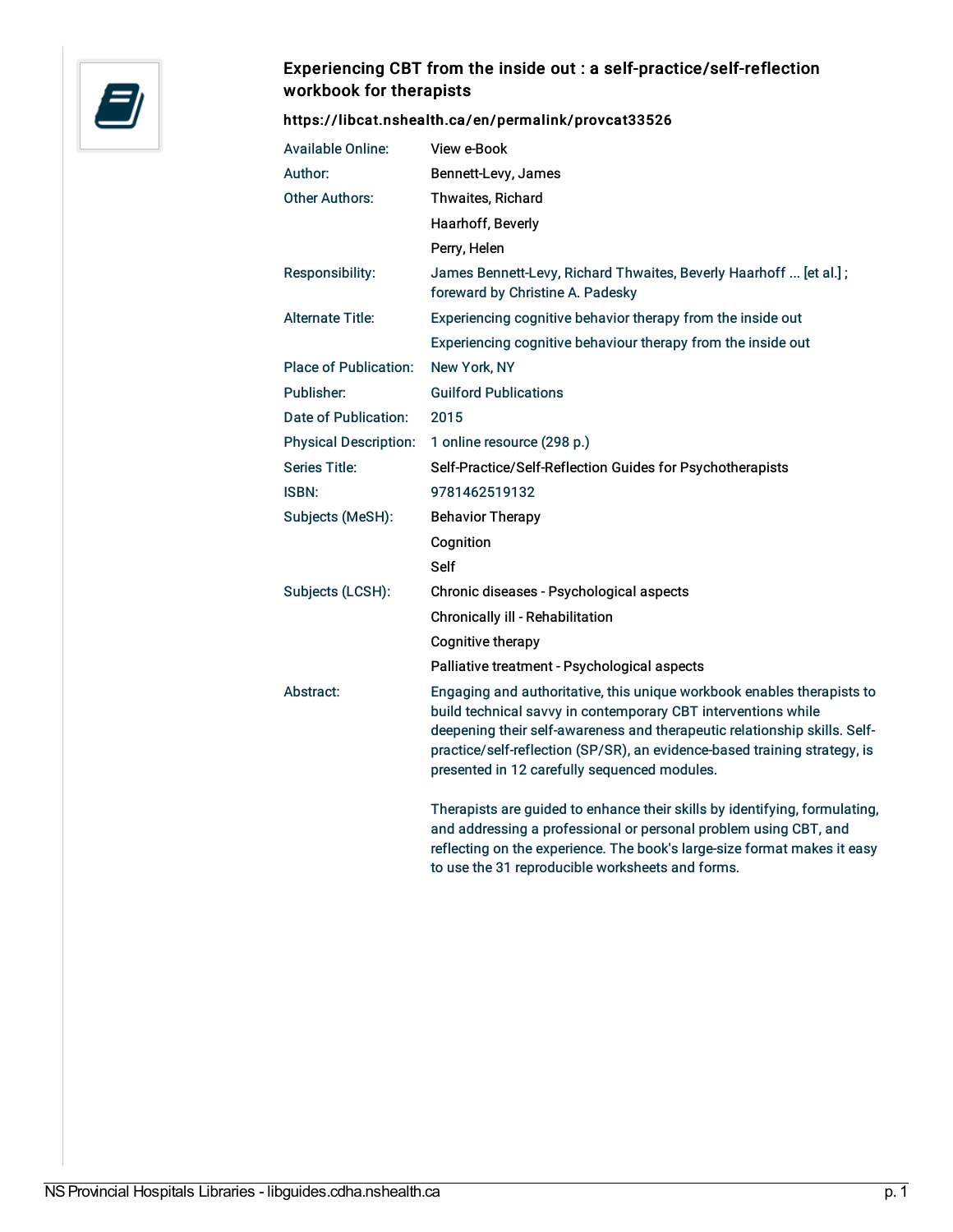# Experiencing CBT from the inside out : a self-practice/self-reflection workbook for therapists

**https://libcat.nshealth.ca/en/permalink/provcat33526**

| | |
|---|---|
| Available Online: | View e-Book |
| Author: | Bennett-Levy, James |
| Other Authors: | Thwaites, Richard |
| | Haarhoff, Beverly |
| | Perry, Helen |
| Responsibility: | James Bennett-Levy, Richard Thwaites, Beverly Haarhoff ... [et al.] ; foreward by Christine A. Padesky |
| Alternate Title: | Experiencing cognitive behavior therapy from the inside out |
| | Experiencing cognitive behaviour therapy from the inside out |
| Place of Publication: | New York, NY |
| Publisher: | Guilford Publications |
| Date of Publication: | 2015 |
| Physical Description: | 1 online resource (298 p.) |
| Series Title: | Self-Practice/Self-Reflection Guides for Psychotherapists |
| ISBN: | 9781462519132 |
| Subjects (MeSH): | Behavior Therapy |
| | Cognition |
| | Self |
| Subjects (LCSH): | Chronic diseases - Psychological aspects |
| | Chronically ill - Rehabilitation |
| | Cognitive therapy |
| | Palliative treatment - Psychological aspects |
| Abstract: | Engaging and authoritative, this unique workbook enables therapists to build technical savvy in contemporary CBT interventions while deepening their self-awareness and therapeutic relationship skills. Self-practice/self-reflection (SP/SR), an evidence-based training strategy, is presented in 12 carefully sequenced modules.<br><br>Therapists are guided to enhance their skills by identifying, formulating, and addressing a professional or personal problem using CBT, and reflecting on the experience. The book's large-size format makes it easy to use the 31 reproducible worksheets and forms. |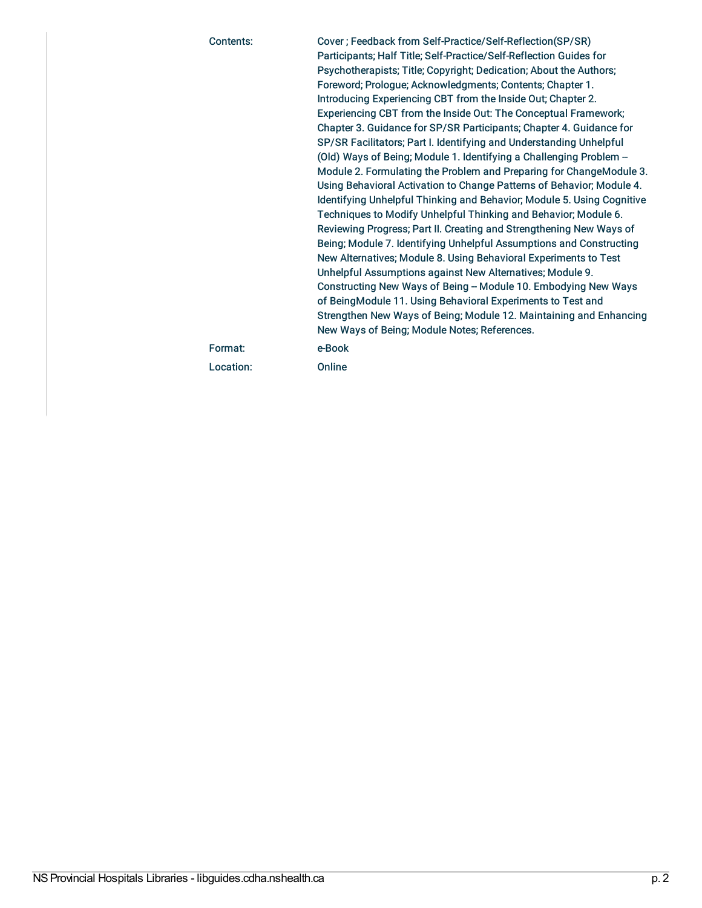| | |
|---|---|
| Contents: | Cover ; Feedback from Self-Practice/Self-Reflection(SP/SR) Participants; Half Title; Self-Practice/Self-Reflection Guides for Psychotherapists; Title; Copyright; Dedication; About the Authors; Foreword; Prologue; Acknowledgments; Contents; Chapter 1. Introducing Experiencing CBT from the Inside Out; Chapter 2. Experiencing CBT from the Inside Out: The Conceptual Framework; Chapter 3. Guidance for SP/SR Participants; Chapter 4. Guidance for SP/SR Facilitators; Part I. Identifying and Understanding Unhelpful (Old) Ways of Being; Module 1. Identifying a Challenging Problem -- Module 2. Formulating the Problem and Preparing for ChangeModule 3. Using Behavioral Activation to Change Patterns of Behavior; Module 4. Identifying Unhelpful Thinking and Behavior; Module 5. Using Cognitive Techniques to Modify Unhelpful Thinking and Behavior; Module 6. Reviewing Progress; Part II. Creating and Strengthening New Ways of Being; Module 7. Identifying Unhelpful Assumptions and Constructing New Alternatives; Module 8. Using Behavioral Experiments to Test Unhelpful Assumptions against New Alternatives; Module 9. Constructing New Ways of Being -- Module 10. Embodying New Ways of BeingModule 11. Using Behavioral Experiments to Test and Strengthen New Ways of Being; Module 12. Maintaining and Enhancing New Ways of Being; Module Notes; References. |
| Format: | e-Book |
| Location: | Online |